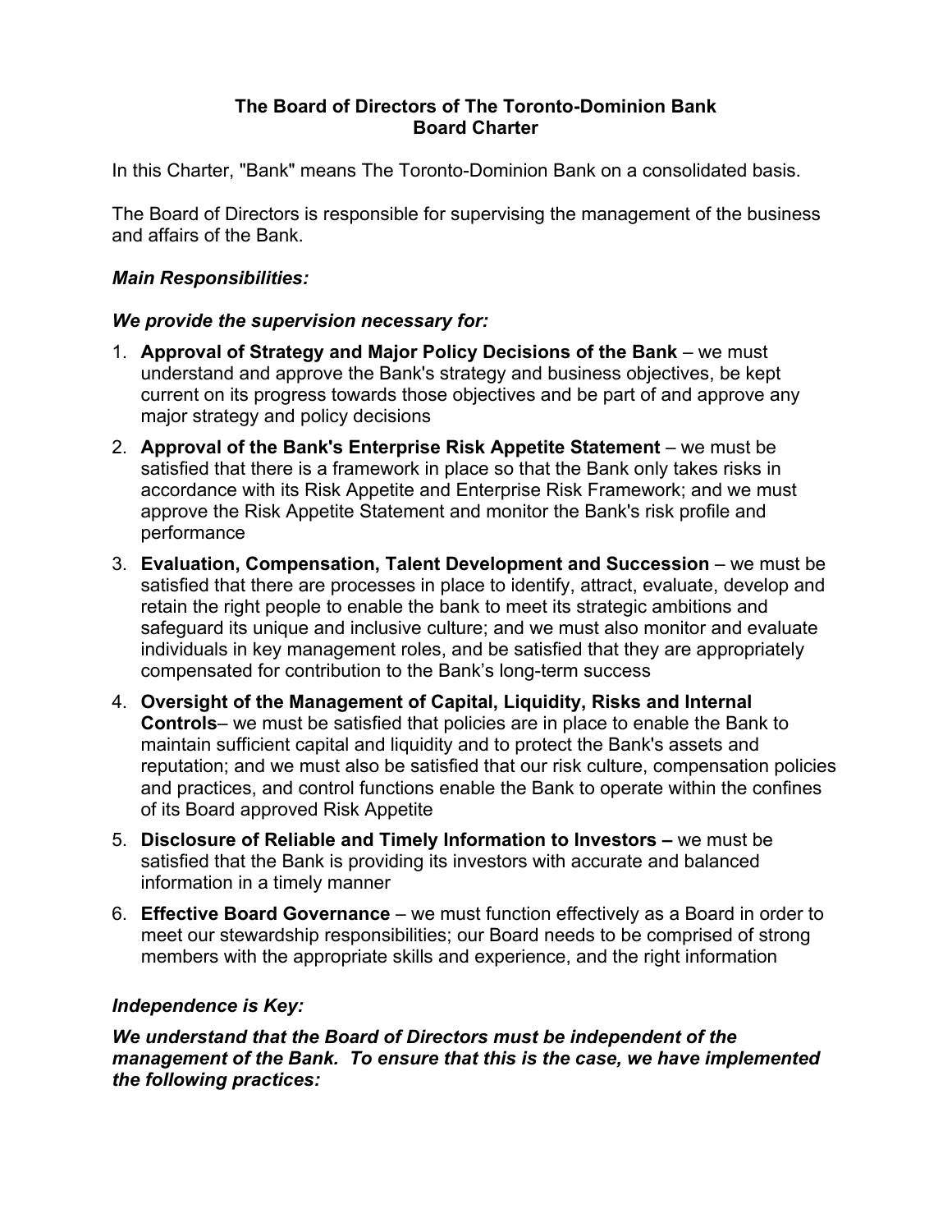# The Board of Directors of The Toronto-Dominion Bank
## Board Charter

In this Charter, "Bank" means The Toronto-Dominion Bank on a consolidated basis.

The Board of Directors is responsible for supervising the management of the business and affairs of the Bank.

### *Main Responsibilities:*

***We provide the supervision necessary for:***

1. **Approval of Strategy and Major Policy Decisions of the Bank** – we must understand and approve the Bank's strategy and business objectives, be kept current on its progress towards those objectives and be part of and approve any major strategy and policy decisions
2. **Approval of the Bank's Enterprise Risk Appetite Statement** – we must be satisfied that there is a framework in place so that the Bank only takes risks in accordance with its Risk Appetite and Enterprise Risk Framework; and we must approve the Risk Appetite Statement and monitor the Bank's risk profile and performance
3. **Evaluation, Compensation, Talent Development and Succession** – we must be satisfied that there are processes in place to identify, attract, evaluate, develop and retain the right people to enable the bank to meet its strategic ambitions and safeguard its unique and inclusive culture; and we must also monitor and evaluate individuals in key management roles, and be satisfied that they are appropriately compensated for contribution to the Bank's long-term success
4. **Oversight of the Management of Capital, Liquidity, Risks and Internal Controls**– we must be satisfied that policies are in place to enable the Bank to maintain sufficient capital and liquidity and to protect the Bank's assets and reputation; and we must also be satisfied that our risk culture, compensation policies and practices, and control functions enable the Bank to operate within the confines of its Board approved Risk Appetite
5. **Disclosure of Reliable and Timely Information to Investors –** we must be satisfied that the Bank is providing its investors with accurate and balanced information in a timely manner
6. **Effective Board Governance** – we must function effectively as a Board in order to meet our stewardship responsibilities; our Board needs to be comprised of strong members with the appropriate skills and experience, and the right information

### *Independence is Key:*

***We understand that the Board of Directors must be independent of the management of the Bank. To ensure that this is the case, we have implemented the following practices:***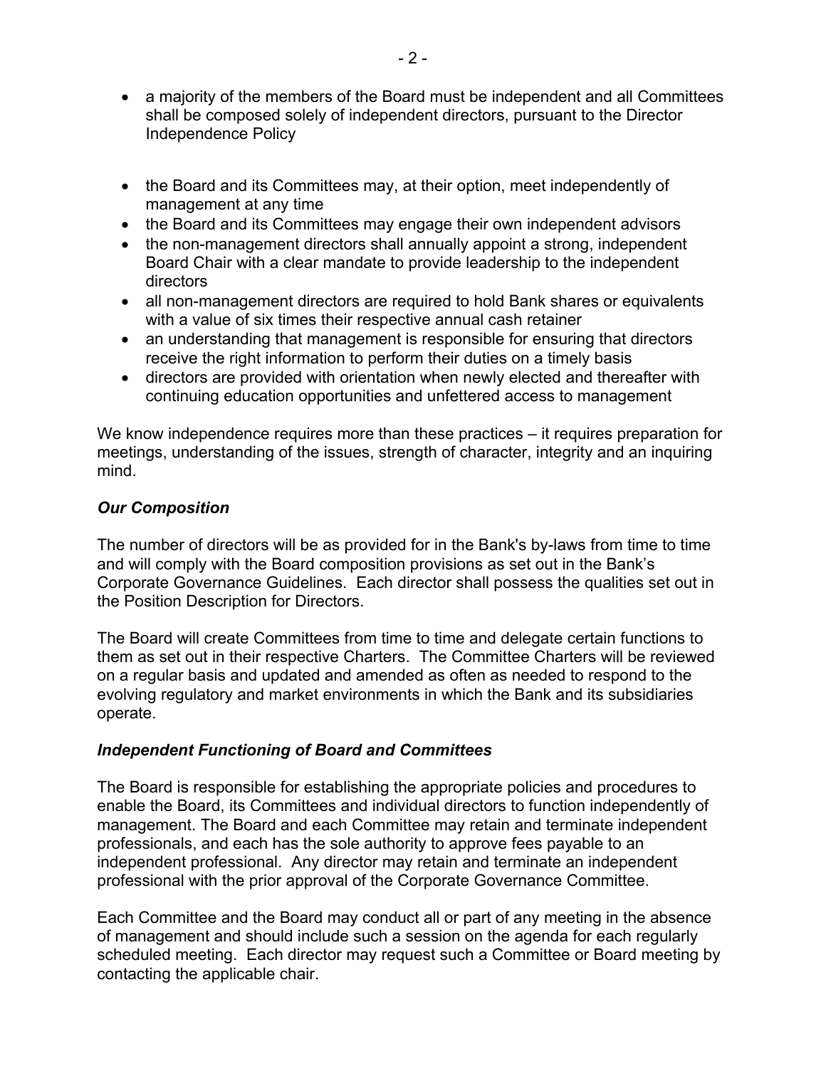- a majority of the members of the Board must be independent and all Committees shall be composed solely of independent directors, pursuant to the Director Independence Policy
- the Board and its Committees may, at their option, meet independently of management at any time
- the Board and its Committees may engage their own independent advisors
- the non-management directors shall annually appoint a strong, independent Board Chair with a clear mandate to provide leadership to the independent directors
- all non-management directors are required to hold Bank shares or equivalents with a value of six times their respective annual cash retainer
- an understanding that management is responsible for ensuring that directors receive the right information to perform their duties on a timely basis
- directors are provided with orientation when newly elected and thereafter with continuing education opportunities and unfettered access to management

We know independence requires more than these practices – it requires preparation for meetings, understanding of the issues, strength of character, integrity and an inquiring mind.

### *Our Composition*

The number of directors will be as provided for in the Bank's by-laws from time to time and will comply with the Board composition provisions as set out in the Bank's Corporate Governance Guidelines. Each director shall possess the qualities set out in the Position Description for Directors.

The Board will create Committees from time to time and delegate certain functions to them as set out in their respective Charters. The Committee Charters will be reviewed on a regular basis and updated and amended as often as needed to respond to the evolving regulatory and market environments in which the Bank and its subsidiaries operate.

### *Independent Functioning of Board and Committees*

The Board is responsible for establishing the appropriate policies and procedures to enable the Board, its Committees and individual directors to function independently of management. The Board and each Committee may retain and terminate independent professionals, and each has the sole authority to approve fees payable to an independent professional. Any director may retain and terminate an independent professional with the prior approval of the Corporate Governance Committee.

Each Committee and the Board may conduct all or part of any meeting in the absence of management and should include such a session on the agenda for each regularly scheduled meeting. Each director may request such a Committee or Board meeting by contacting the applicable chair.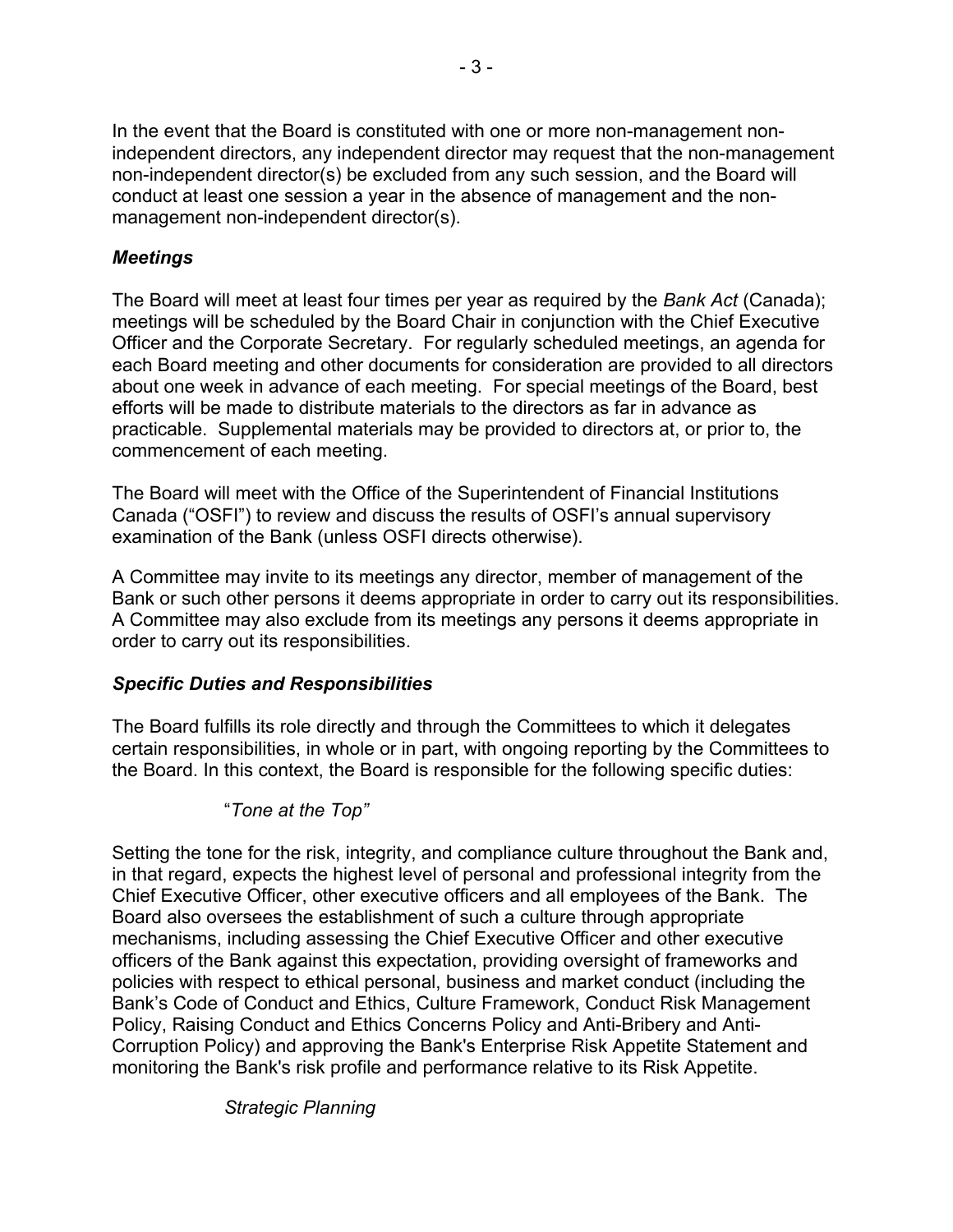In the event that the Board is constituted with one or more non-management non-independent directors, any independent director may request that the non-management non-independent director(s) be excluded from any such session, and the Board will conduct at least one session a year in the absence of management and the non-management non-independent director(s).

### *Meetings*

The Board will meet at least four times per year as required by the *Bank Act* (Canada); meetings will be scheduled by the Board Chair in conjunction with the Chief Executive Officer and the Corporate Secretary. For regularly scheduled meetings, an agenda for each Board meeting and other documents for consideration are provided to all directors about one week in advance of each meeting. For special meetings of the Board, best efforts will be made to distribute materials to the directors as far in advance as practicable. Supplemental materials may be provided to directors at, or prior to, the commencement of each meeting.

The Board will meet with the Office of the Superintendent of Financial Institutions Canada ("OSFI") to review and discuss the results of OSFI's annual supervisory examination of the Bank (unless OSFI directs otherwise).

A Committee may invite to its meetings any director, member of management of the Bank or such other persons it deems appropriate in order to carry out its responsibilities. A Committee may also exclude from its meetings any persons it deems appropriate in order to carry out its responsibilities.

### *Specific Duties and Responsibilities*

The Board fulfills its role directly and through the Committees to which it delegates certain responsibilities, in whole or in part, with ongoing reporting by the Committees to the Board. In this context, the Board is responsible for the following specific duties:

#### "*Tone at the Top"*

Setting the tone for the risk, integrity, and compliance culture throughout the Bank and, in that regard, expects the highest level of personal and professional integrity from the Chief Executive Officer, other executive officers and all employees of the Bank. The Board also oversees the establishment of such a culture through appropriate mechanisms, including assessing the Chief Executive Officer and other executive officers of the Bank against this expectation, providing oversight of frameworks and policies with respect to ethical personal, business and market conduct (including the Bank's Code of Conduct and Ethics, Culture Framework, Conduct Risk Management Policy, Raising Conduct and Ethics Concerns Policy and Anti-Bribery and Anti-Corruption Policy) and approving the Bank's Enterprise Risk Appetite Statement and monitoring the Bank's risk profile and performance relative to its Risk Appetite.

#### *Strategic Planning*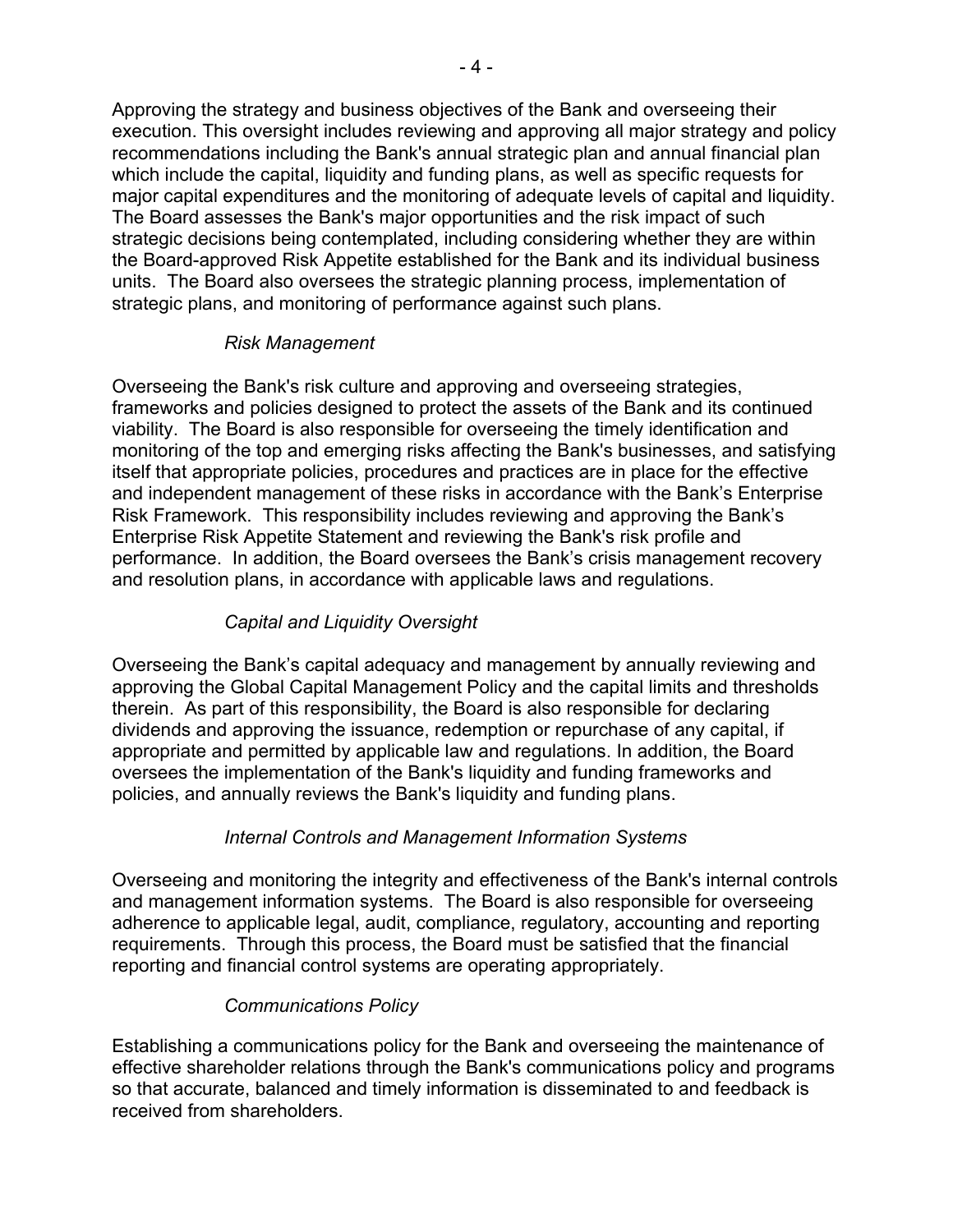Approving the strategy and business objectives of the Bank and overseeing their execution. This oversight includes reviewing and approving all major strategy and policy recommendations including the Bank's annual strategic plan and annual financial plan which include the capital, liquidity and funding plans, as well as specific requests for major capital expenditures and the monitoring of adequate levels of capital and liquidity. The Board assesses the Bank's major opportunities and the risk impact of such strategic decisions being contemplated, including considering whether they are within the Board-approved Risk Appetite established for the Bank and its individual business units. The Board also oversees the strategic planning process, implementation of strategic plans, and monitoring of performance against such plans.

*Risk Management*

Overseeing the Bank's risk culture and approving and overseeing strategies, frameworks and policies designed to protect the assets of the Bank and its continued viability. The Board is also responsible for overseeing the timely identification and monitoring of the top and emerging risks affecting the Bank's businesses, and satisfying itself that appropriate policies, procedures and practices are in place for the effective and independent management of these risks in accordance with the Bank's Enterprise Risk Framework. This responsibility includes reviewing and approving the Bank's Enterprise Risk Appetite Statement and reviewing the Bank's risk profile and performance. In addition, the Board oversees the Bank's crisis management recovery and resolution plans, in accordance with applicable laws and regulations.

*Capital and Liquidity Oversight*

Overseeing the Bank's capital adequacy and management by annually reviewing and approving the Global Capital Management Policy and the capital limits and thresholds therein. As part of this responsibility, the Board is also responsible for declaring dividends and approving the issuance, redemption or repurchase of any capital, if appropriate and permitted by applicable law and regulations. In addition, the Board oversees the implementation of the Bank's liquidity and funding frameworks and policies, and annually reviews the Bank's liquidity and funding plans.

*Internal Controls and Management Information Systems*

Overseeing and monitoring the integrity and effectiveness of the Bank's internal controls and management information systems. The Board is also responsible for overseeing adherence to applicable legal, audit, compliance, regulatory, accounting and reporting requirements. Through this process, the Board must be satisfied that the financial reporting and financial control systems are operating appropriately.

*Communications Policy*

Establishing a communications policy for the Bank and overseeing the maintenance of effective shareholder relations through the Bank's communications policy and programs so that accurate, balanced and timely information is disseminated to and feedback is received from shareholders.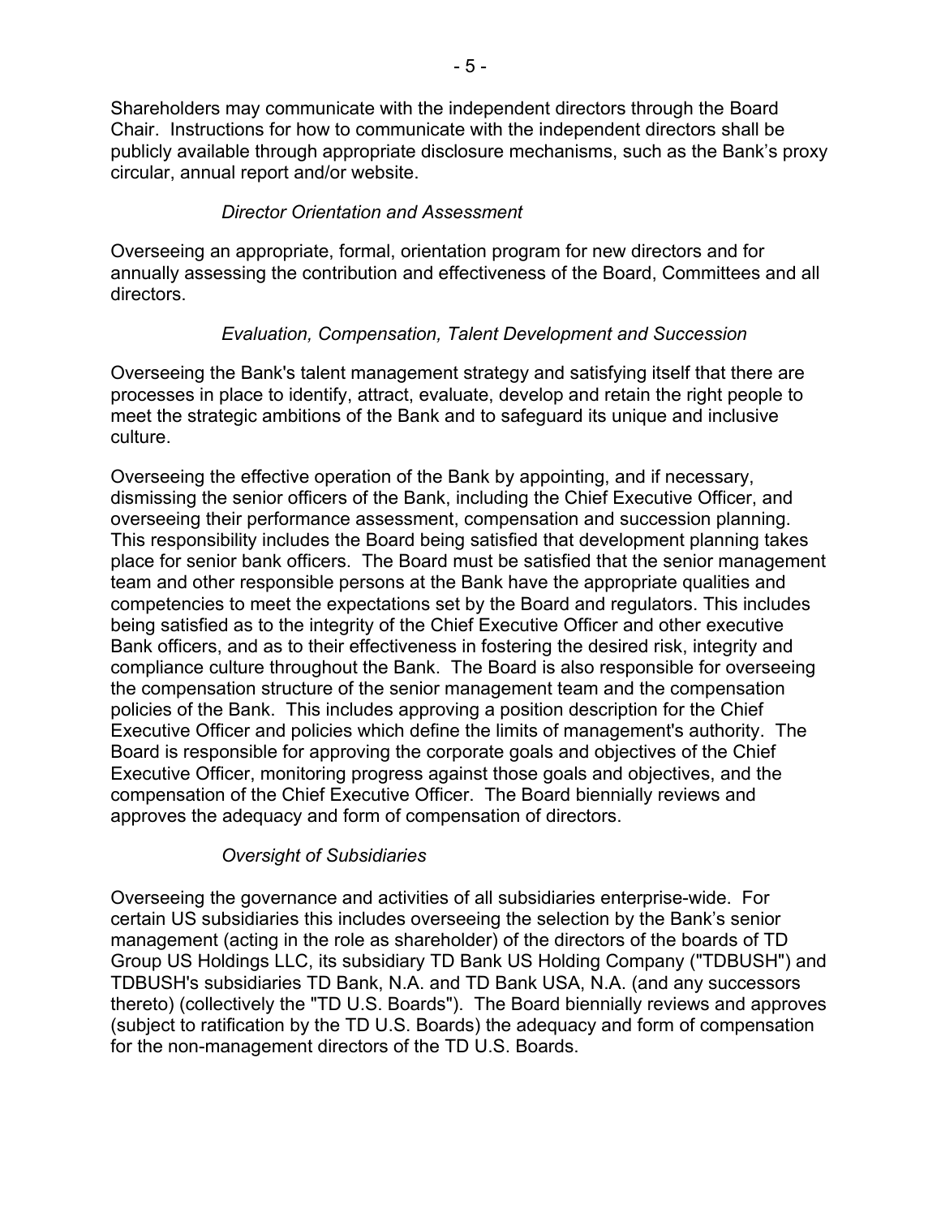Shareholders may communicate with the independent directors through the Board Chair. Instructions for how to communicate with the independent directors shall be publicly available through appropriate disclosure mechanisms, such as the Bank's proxy circular, annual report and/or website.

*Director Orientation and Assessment*

Overseeing an appropriate, formal, orientation program for new directors and for annually assessing the contribution and effectiveness of the Board, Committees and all directors.

*Evaluation, Compensation, Talent Development and Succession*

Overseeing the Bank's talent management strategy and satisfying itself that there are processes in place to identify, attract, evaluate, develop and retain the right people to meet the strategic ambitions of the Bank and to safeguard its unique and inclusive culture.

Overseeing the effective operation of the Bank by appointing, and if necessary, dismissing the senior officers of the Bank, including the Chief Executive Officer, and overseeing their performance assessment, compensation and succession planning. This responsibility includes the Board being satisfied that development planning takes place for senior bank officers. The Board must be satisfied that the senior management team and other responsible persons at the Bank have the appropriate qualities and competencies to meet the expectations set by the Board and regulators. This includes being satisfied as to the integrity of the Chief Executive Officer and other executive Bank officers, and as to their effectiveness in fostering the desired risk, integrity and compliance culture throughout the Bank. The Board is also responsible for overseeing the compensation structure of the senior management team and the compensation policies of the Bank. This includes approving a position description for the Chief Executive Officer and policies which define the limits of management's authority. The Board is responsible for approving the corporate goals and objectives of the Chief Executive Officer, monitoring progress against those goals and objectives, and the compensation of the Chief Executive Officer. The Board biennially reviews and approves the adequacy and form of compensation of directors.

*Oversight of Subsidiaries*

Overseeing the governance and activities of all subsidiaries enterprise-wide. For certain US subsidiaries this includes overseeing the selection by the Bank's senior management (acting in the role as shareholder) of the directors of the boards of TD Group US Holdings LLC, its subsidiary TD Bank US Holding Company ("TDBUSH") and TDBUSH's subsidiaries TD Bank, N.A. and TD Bank USA, N.A. (and any successors thereto) (collectively the "TD U.S. Boards"). The Board biennially reviews and approves (subject to ratification by the TD U.S. Boards) the adequacy and form of compensation for the non-management directors of the TD U.S. Boards.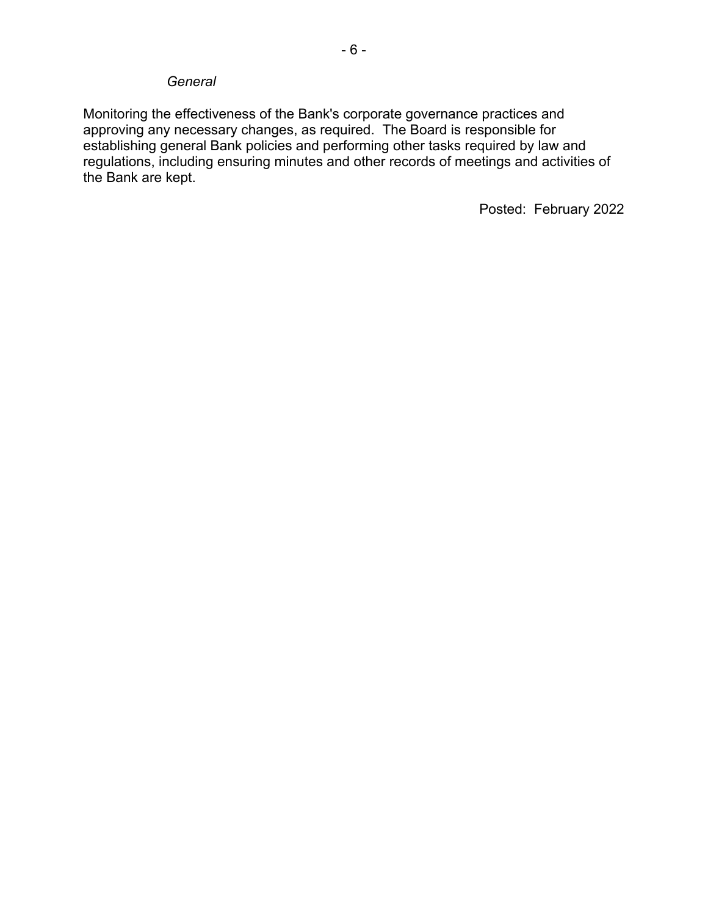*General*

Monitoring the effectiveness of the Bank's corporate governance practices and approving any necessary changes, as required. The Board is responsible for establishing general Bank policies and performing other tasks required by law and regulations, including ensuring minutes and other records of meetings and activities of the Bank are kept.

Posted: February 2022